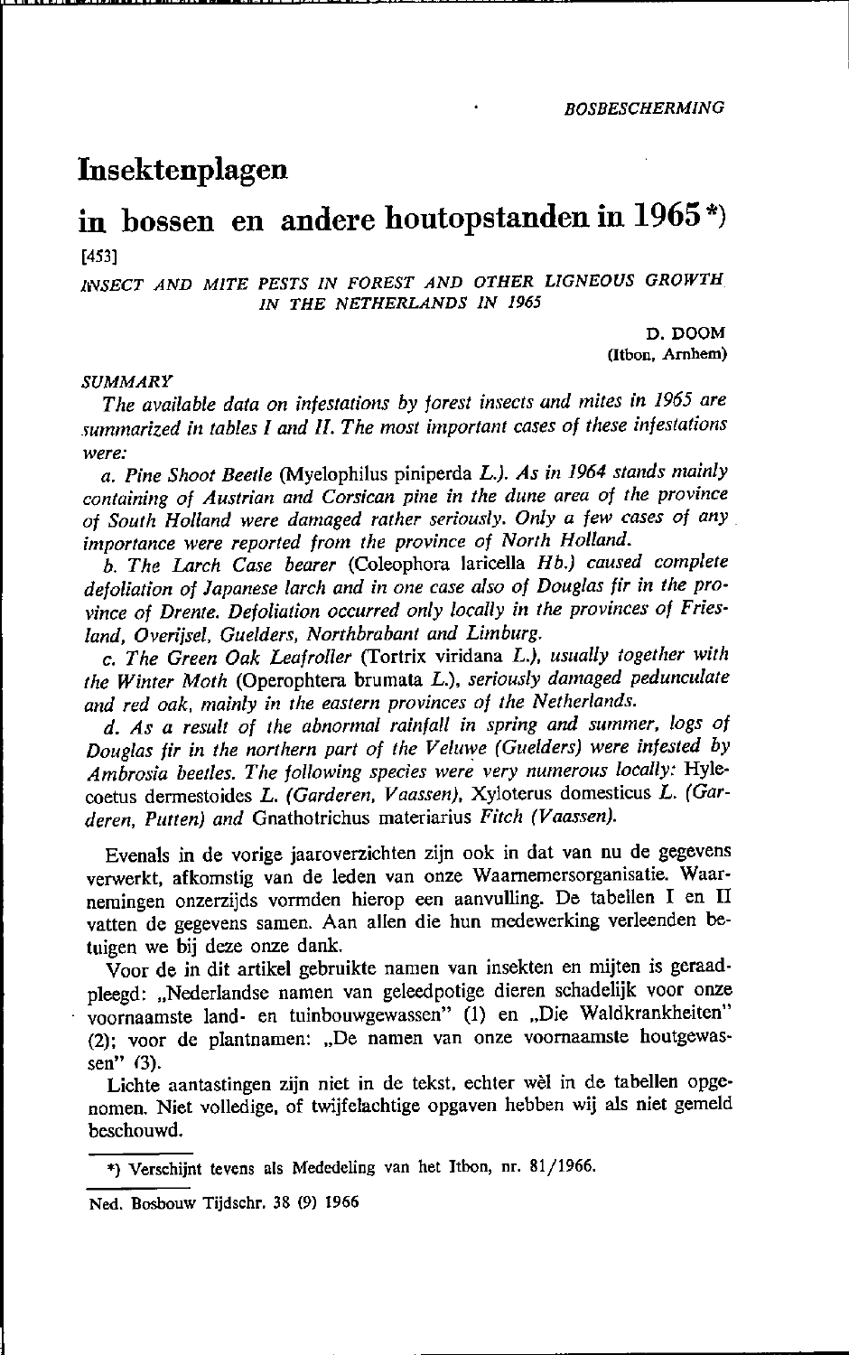# Insektenplagen

## in bossen en andere houtopstanden in 1965 *)

[453]

*INSECT AND MITE PESTS IN FOREST AND OTHER LIGNEOUS GROWTH IN THE NETHERLANDS IN 1965*

D. DOOM
(Itbon, Arnhem)

*SUMMARY*

*The available data on infestations by forest insects and mites in 1965 are summarized in tables I and II. The most important cases of these infestations were:*

*a. Pine Shoot Beetle* (Myelophilus piniperda *L.). As in 1964 stands mainly containing of Austrian and Corsican pine in the dune area of the province of South Holland were damaged rather seriously. Only a few cases of any importance were reported from the province of North Holland.*

*b. The Larch Case bearer* (Coleophora laricella *Hb.) caused complete defoliation of Japanese larch and in one case also of Douglas fir in the province of Drente. Defoliation occurred only locally in the provinces of Friesland, Overijsel, Guelders, Northbrabant and Limburg.*

*c. The Green Oak Leafroller* (Tortrix viridana *L.), usually together with the Winter Moth* (Operophtera brumata *L.), seriously damaged pedunculate and red oak, mainly in the eastern provinces of the Netherlands.*

*d. As a result of the abnormal rainfall in spring and summer, logs of Douglas fir in the northern part of the Veluwe (Guelders) were infested by Ambrosia beetles. The following species were very numerous locally:* Hylecoetus dermestoides *L. (Garderen, Vaassen),* Xyloterus domesticus *L. (Garderen, Putten) and* Gnathotrichus materiarius *Fitch (Vaassen).*

Evenals in de vorige jaaroverzichten zijn ook in dat van nu de gegevens verwerkt, afkomstig van de leden van onze Waarnemersorganisatie. Waarnemingen onzerzijds vormden hierop een aanvulling. De tabellen I en II vatten de gegevens samen. Aan allen die hun medewerking verleenden betuigen we bij deze onze dank.

Voor de in dit artikel gebruikte namen van insekten en mijten is geraadpleegd: „Nederlandse namen van geleedpotige dieren schadelijk voor onze voornaamste land- en tuinbouwgewassen" (1) en „Die Waldkrankheiten" (2); voor de plantnamen: „De namen van onze voornaamste houtgewassen" (3).

Lichte aantastingen zijn niet in de tekst, echter wèl in de tabellen opgenomen. Niet volledige, of twijfelachtige opgaven hebben wij als niet gemeld beschouwd.

*) Verschijnt tevens als Mededeling van het Itbon, nr. 81/1966.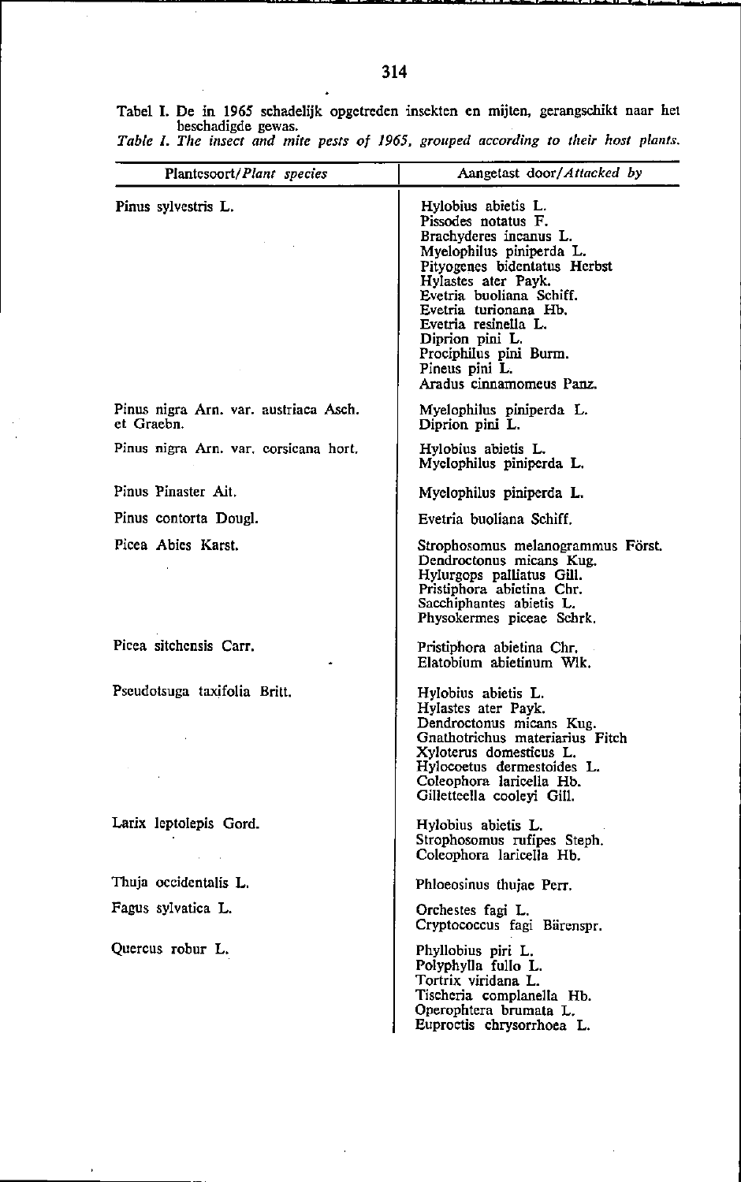Tabel I. De in 1965 schadelijk opgetreden insekten en mijten, gerangschikt naar het beschadigde gewas.

*Table I. The insect and mite pests of 1965, grouped according to their host plants.*

| Plantesoort/*Plant species* | Aangetast door/*Attacked by* |
|---|---|
| Pinus sylvestris L. | Hylobius abietis L.<br>Pissodes notatus F.<br>Brachyderes incanus L.<br>Myelophilus piniperda L.<br>Pityogenes bidentatus Herbst<br>Hylastes ater Payk.<br>Evetria buoliana Schiff.<br>Evetria turionana Hb.<br>Evetria resinella L.<br>Diprion pini L.<br>Prociphilus pini Burm.<br>Pineus pini L.<br>Aradus cinnamomeus Panz. |
| Pinus nigra Arn. var. austriaca Asch. et Graebn. | Myelophilus piniperda L.<br>Diprion pini L. |
| Pinus nigra Arn. var. corsicana hort. | Hylobius abietis L.<br>Myelophilus piniperda L. |
| Pinus Pinaster Ait. | Myelophilus piniperda L. |
| Pinus contorta Dougl. | Evetria buoliana Schiff. |
| Picea Abies Karst. | Strophosomus melanogrammus Först.<br>Dendroctonus micans Kug.<br>Hylurgops palliatus Gill.<br>Pristiphora abietina Chr.<br>Sacchiphantes abietis L.<br>Physokermes piceae Schrk. |
| Picea sitchensis Carr. | Pristiphora abietina Chr.<br>Elatobium abietinum Wlk. |
| Pseudotsuga taxifolia Britt. | Hylobius abietis L.<br>Hylastes ater Payk.<br>Dendroctonus micans Kug.<br>Gnathotrichus materiarius Fitch<br>Xyloterus domesticus L.<br>Hylocoetus dermestoides L.<br>Coleophora laricella Hb.<br>Gilletteella cooleyi Gill. |
| Larix leptolepis Gord. | Hylobius abietis L.<br>Strophosomus rufipes Steph.<br>Coleophora laricella Hb. |
| Thuja occidentalis L. | Phloeosinus thujae Perr. |
| Fagus sylvatica L. | Orchestes fagi L.<br>Cryptococcus fagi Bärenspr. |
| Quercus robur L. | Phyllobius piri L.<br>Polyphylla fullo L.<br>Tortrix viridana L.<br>Tischeria complanella Hb.<br>Operophtera brumata L.<br>Euproctis chrysorrhoea L. |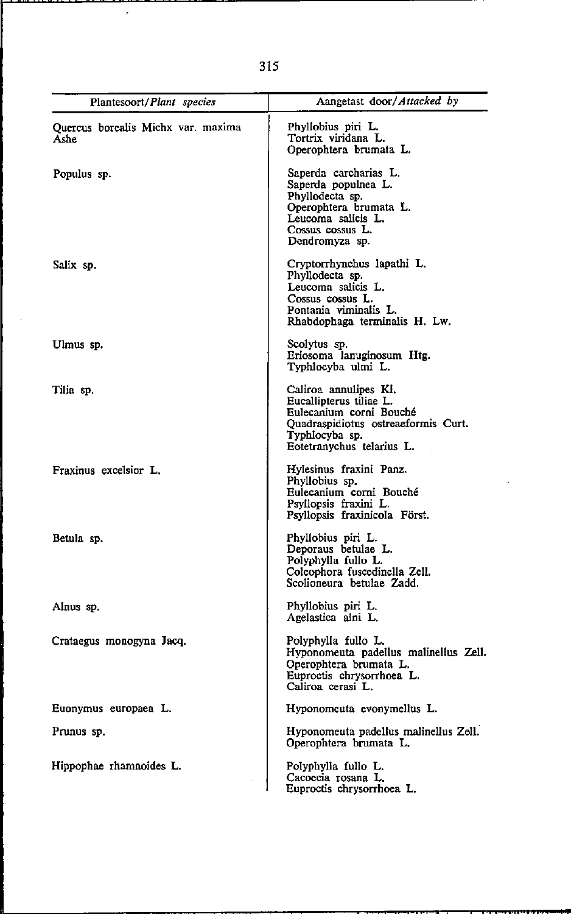| Plantesoort/*Plant species* | Aangetast door/*Attacked by* |
|---|---|
| Quercus borealis Michx var. maxima Ashe | Phyllobius piri L.<br>Tortrix viridana L.<br>Operophtera brumata L. |
| Populus sp. | Saperda carcharias L.<br>Saperda populnea L.<br>Phyllodecta sp.<br>Operophtera brumata L.<br>Leucoma salicis L.<br>Cossus cossus L.<br>Dendromyza sp. |
| Salix sp. | Cryptorrhynchus lapathi L.<br>Phyllodecta sp.<br>Leucoma salicis L.<br>Cossus cossus L.<br>Pontania viminalis L.<br>Rhabdophaga terminalis H. Lw. |
| Ulmus sp. | Scolytus sp.<br>Eriosoma lanuginosum Htg.<br>Typhlocyba ulmi L. |
| Tilia sp. | Caliroa annulipes Kl.<br>Eucallipterus tiliae L.<br>Eulecanium corni Bouché<br>Quadraspidiotus ostreaeformis Curt.<br>Typhlocyba sp.<br>Eotetranychus telarius L. |
| Fraxinus excelsior L. | Hylesinus fraxini Panz.<br>Phyllobius sp.<br>Eulecanium corni Bouché<br>Psyllopsis fraxini L.<br>Psyllopsis fraxinicola Först. |
| Betula sp. | Phyllobius piri L.<br>Deporaus betulae L.<br>Polyphylla fullo L.<br>Coleophora fuscedinella Zell.<br>Scolioneura betulae Zadd. |
| Alnus sp. | Phyllobius piri L.<br>Agelastica alni L. |
| Crataegus monogyna Jacq. | Polyphylla fullo L.<br>Hyponomeuta padellus malinellus Zell.<br>Operophtera brumata L.<br>Euproctis chrysorrhoea L.<br>Caliroa cerasi L. |
| Euonymus europaea L. | Hyponomeuta evonymellus L. |
| Prunus sp. | Hyponomeuta padellus malinellus Zell.<br>Operophtera brumata L. |
| Hippophae rhamnoides L. | Polyphylla fullo L.<br>Cacoecia rosana L.<br>Euproctis chrysorrhoea L. |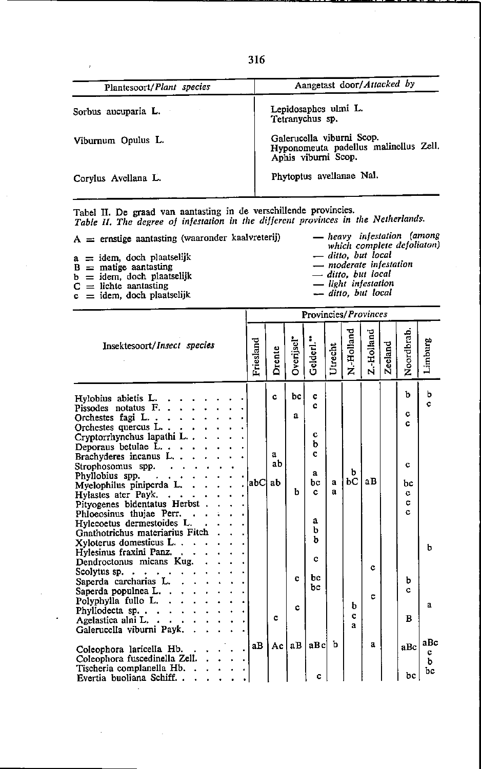| Plantesoort/*Plant species* | Aangetast door/*Attacked by* |
|---|---|
| Sorbus aucuparia L. | Lepidosaphes ulmi L.<br>Tetranychus sp. |
| Viburnum Opulus L. | Galerucella viburni Scop.<br>Hyponomeuta padellus malinellus Zell.<br>Aphis viburni Scop. |
| Corylus Avellana L. | Phytoptus avellanae Nal. |

Tabel II. De graad van aantasting in de verschillende provincies.
*Table II. The degree of infestation in the different provinces in the Netherlands.*

A = ernstige aantasting (waaronder kaalvreterij) — *heavy infestation (among which complete defoliaton)*
a = idem, doch plaatselijk — *ditto, but local*
B = matige aantasting — *moderate infestation*
b = idem, doch plaatselijk — *ditto, but local*
C = lichte aantasting — *light infestation*
c = idem, doch plaatselijk — *ditto, but local*

| Insektesoort/*Insect species* | Provincies/*Provinces* | | | | | | | | | |
|---|---|---|---|---|---|---|---|---|---|---|
| | Friesland | Drente | Overijsel* | Gelderl.** | Utrecht | N.-Holland | Z.-Holland | Zeeland | Noordbrab. | Limburg |
| Hylobius abietis L. | | c | bc | c | | | | | b | b |
| Pissodes notatus F. | | | | c | | | | | | c |
| Orchestes fagi L. | | | a | | | | | | c | |
| Orchestes quercus L. | | | | | | | | | c | |
| Cryptorrhynchus lapathi L. | | | | c | | | | | | |
| Deporaus betulae L. | | | | b | | | | | | |
| Brachyderes incanus L. | | a | | c | | | | | | |
| Strophosomus spp. | | ab | | | | | | | c | |
| Phyllobius spp. | | | | a | | b | | | | |
| Myelophilus piniperda L. | abC | ab | | bc | a | bC | aB | | bc | |
| Hylastes ater Payk. | | | b | c | a | | | | c | |
| Pityogenes bidentatus Herbst | | | | | | | | | c | |
| Phloeosinus thujae Perr. | | | | | | | | | c | |
| Hylecoetus dermestoides L. | | | | a | | | | | | |
| Gnathotrichus materiarius Fitch | | | | b | | | | | | |
| Xyloterus domesticus L. | | | | b | | | | | | |
| Hylesinus fraxini Panz. | | | | | | | | | | b |
| Dendroctonus micans Kug. | | | | c | | | | | | |
| Scolytus sp. | | | | | | | c | | | |
| Saperda carcharias L. | | | c | bc | | | | | b | |
| Saperda populnea L. | | | | bc | | | | | c | |
| Polyphylla fullo L. | | | | | | | c | | | |
| Phyllodecta sp. | | | c | | | b | | | | a |
| Agelastica alni L. | | c | | | | c | | | B | |
| Galerucella viburni Payk. | | | | | | a | | | | |
| Coleophora laricella Hb. | aB | Ac | aB | aBc | b | | a | | aBc | aBc |
| Coleophora fuscedinella Zell. | | | | | | | | | | c |
| Tischeria complanella Hb. | | | | | | | | | | b |
| Evertia buoliana Schiff. | | | | c | | | | | bc | bc |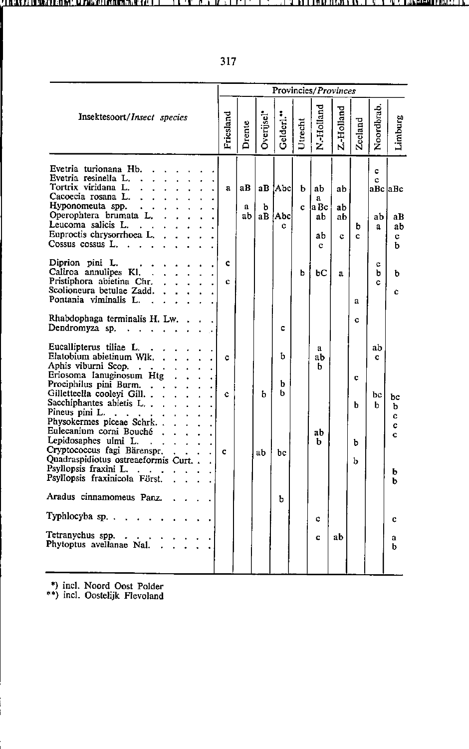| Insektesoort/*Insect species* | Provincies/*Provinces* | | | | | | | | | |
|---|---|---|---|---|---|---|---|---|---|---|
| | Friesland | Drente | Overijsel* | Gelderl.** | Utrecht | N.-Holland | Z.-Holland | Zeeland | Noordbrab. | Limburg |
| Evetria turionana Hb. | | | | | | | | | c | |
| Evetria resinella L. | | | | | | | | | c | |
| Tortrix viridana L. | a | aB | aB | Abc | b | ab | ab | | aBc | aBc |
| Cacoecia rosana L. | | | | | | a | | | | |
| Hyponomeuta spp. | | a | b | | c | aBc | ab | | | |
| Operophtera brumata L. | | ab | aB | Abc | | ab | ab | | ab | aB |
| Leucoma salicis L. | | | | c | | | | b | a | ab |
| Euproctis chrysorrhoea L. | | | | | | ab | c | c | | c |
| Cossus cossus L. | | | | | | c | | | | b |
| Diprion pini L. | c | | | | | | | | c | |
| Caliroa annulipes Kl. | | | | | b | bC | a | | b | b |
| Pristiphora abietina Chr. | c | | | | | | | | c | |
| Scolioneura betulae Zadd. | | | | | | | | | | c |
| Pontania viminalis L. | | | | | | | | a | | |
| Rhabdophaga terminalis H. Lw. | | | | | | | | c | | |
| Dendromyza sp. | | | | c | | | | | | |
| Eucallipterus tiliae L. | | | | | | a | | | ab | |
| Elatobium abietinum Wlk. | c | | | b | | ab | | | c | |
| Aphis viburni Scop. | | | | | | b | | | | |
| Eriosoma lanuginosum Htg | | | | | | | | c | | |
| Prociphilus pini Burm. | | | | b | | | | | | |
| Gilletteella cooleyi Gill. | c | | b | b | | | | | bc | bc |
| Sacchiphantes abietis L. | | | | | | | | b | b | b |
| Pineus pini L. | | | | | | | | | | c |
| Physokermes piceae Schrk. | | | | | | | | | | c |
| Eulecanium corni Bouché | | | | | | ab | | | | c |
| Lepidosaphes ulmi L. | | | | | | b | | b | | |
| Cryptococcus fagi Bärenspr. | c | | ab | bc | | | | | | |
| Quadraspidiotus ostreaeformis Curt. | | | | | | | | b | | |
| Psyllopsis fraxini L. | | | | | | | | | | b |
| Psyllopsis fraxinicola Först. | | | | | | | | | | b |
| Aradus cinnamomeus Panz. | | | | b | | | | | | |
| Typhlocyba sp. | | | | | | c | | | | c |
| Tetranychus spp. | | | | | | c | ab | | | a |
| Phytoptus avellanae Nal. | | | | | | | | | | b |

*) incl. Noord Oost Polder
**) incl. Oostelijk Flevoland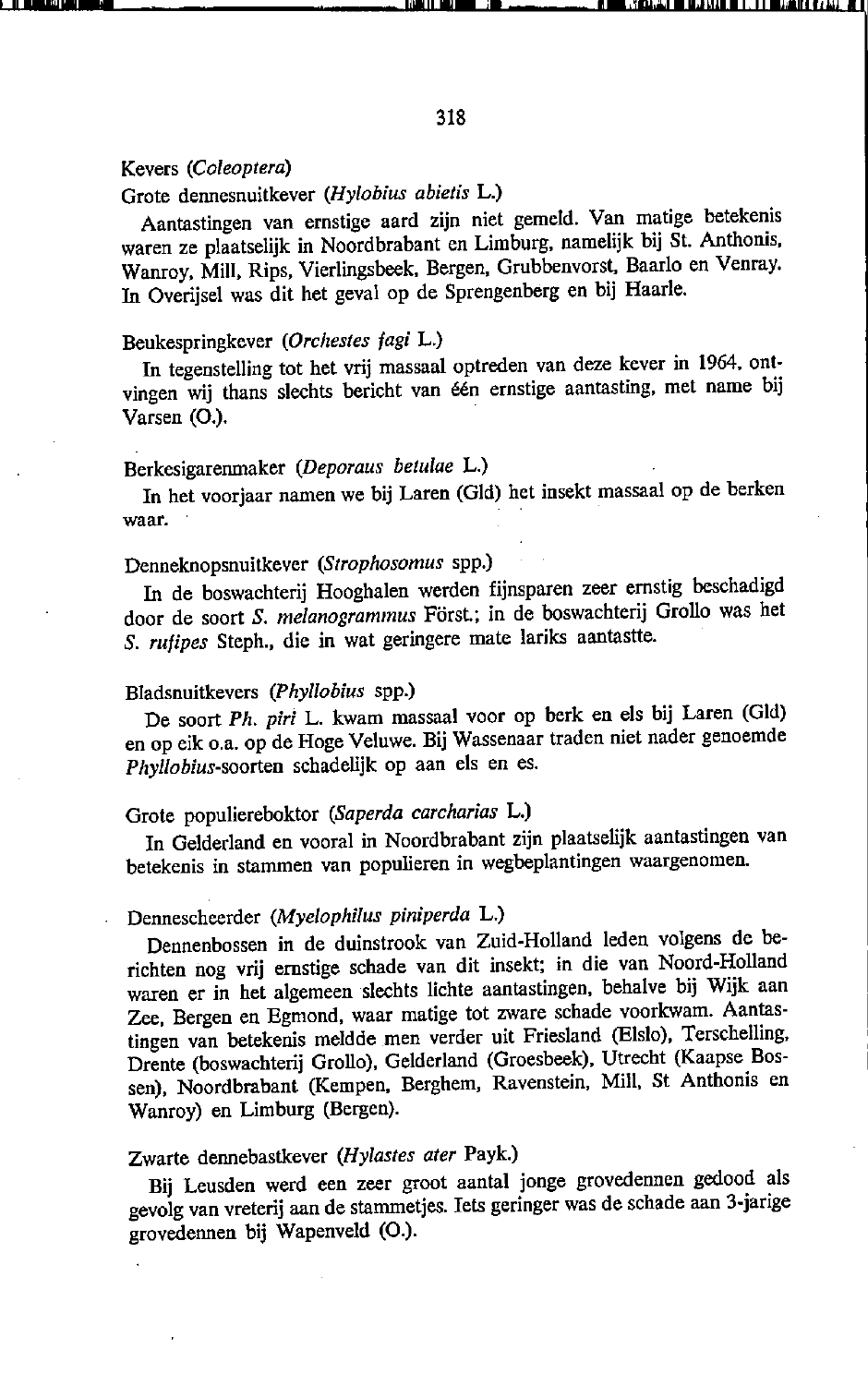## Kevers (*Coleoptera*)

### Grote dennesnuitkever (*Hylobius abietis* L.)

Aantastingen van ernstige aard zijn niet gemeld. Van matige betekenis waren ze plaatselijk in Noordbrabant en Limburg, namelijk bij St. Anthonis, Wanroy, Mill, Rips, Vierlingsbeek, Bergen, Grubbenvorst, Baarlo en Venray. In Overijsel was dit het geval op de Sprengenberg en bij Haarle.

### Beukespringkever (*Orchestes fagi* L.)

In tegenstelling tot het vrij massaal optreden van deze kever in 1964, ontvingen wij thans slechts bericht van één ernstige aantasting, met name bij Varsen (O.).

### Berkesigarenmaker (*Deporaus betulae* L.)

In het voorjaar namen we bij Laren (Gld) het insekt massaal op de berken waar.

### Denneknopsnuitkever (*Strophosomus* spp.)

In de boswachterij Hooghalen werden fijnsparen zeer ernstig beschadigd door de soort *S. melanogrammus* Först.; in de boswachterij Grollo was het *S. rufipes* Steph., die in wat geringere mate lariks aantastte.

### Bladsnuitkevers (*Phyllobius* spp.)

De soort *Ph. piri* L. kwam massaal voor op berk en els bij Laren (Gld) en op eik o.a. op de Hoge Veluwe. Bij Wassenaar traden niet nader genoemde *Phyllobius*-soorten schadelijk op aan els en es.

### Grote populiereboktor (*Saperda carcharias* L.)

In Gelderland en vooral in Noordbrabant zijn plaatselijk aantastingen van betekenis in stammen van populieren in wegbeplantingen waargenomen.

### Dennescheerder (*Myelophilus piniperda* L.)

Dennenbossen in de duinstrook van Zuid-Holland leden volgens de berichten nog vrij ernstige schade van dit insekt; in die van Noord-Holland waren er in het algemeen slechts lichte aantastingen, behalve bij Wijk aan Zee, Bergen en Egmond, waar matige tot zware schade voorkwam. Aantastingen van betekenis meldde men verder uit Friesland (Elslo), Terschelling, Drente (boswachterij Grollo), Gelderland (Groesbeek), Utrecht (Kaapse Bossen), Noordbrabant (Kempen, Berghem, Ravenstein, Mill, St Anthonis en Wanroy) en Limburg (Bergen).

### Zwarte dennebastkever (*Hylastes ater* Payk.)

Bij Leusden werd een zeer groot aantal jonge grovedennen gedood als gevolg van vreterij aan de stammetjes. Iets geringer was de schade aan 3-jarige grovedennen bij Wapenveld (O.).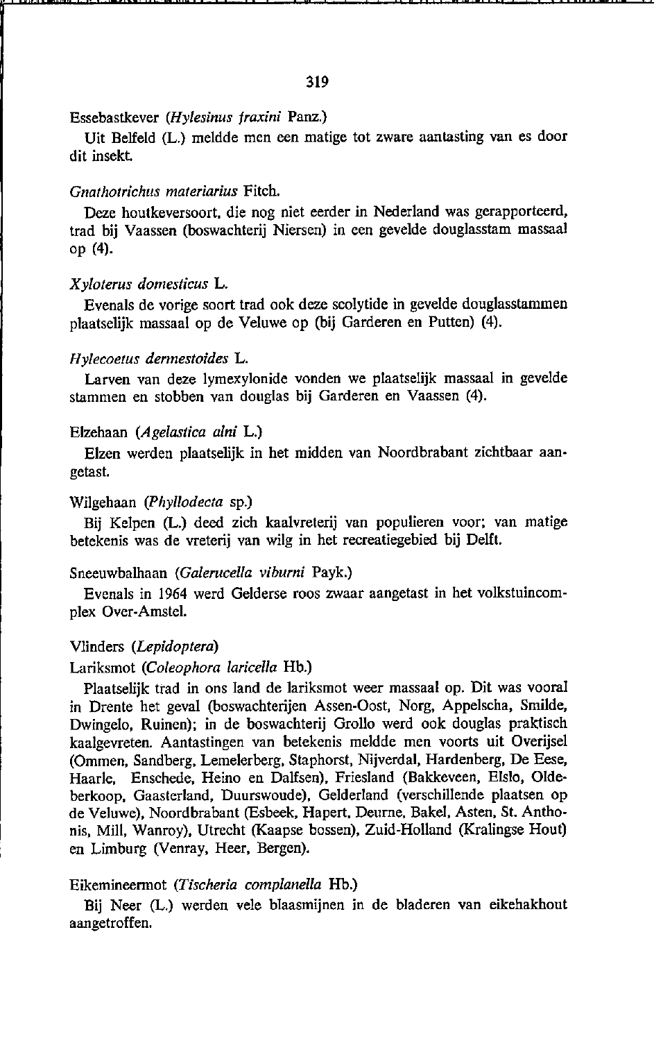Essebastkever (*Hylesinus fraxini* Panz.)

Uit Belfeld (L.) meldde men een matige tot zware aantasting van es door dit insekt.

*Gnathotrichus materiarius* Fitch.

Deze houtkeversoort, die nog niet eerder in Nederland was gerapporteerd, trad bij Vaassen (boswachterij Niersen) in een gevelde douglasstam massaal op (4).

*Xyloterus domesticus* L.

Evenals de vorige soort trad ook deze scolytide in gevelde douglasstammen plaatselijk massaal op de Veluwe op (bij Garderen en Putten) (4).

*Hylecoetus dermestoides* L.

Larven van deze lymexylonide vonden we plaatselijk massaal in gevelde stammen en stobben van douglas bij Garderen en Vaassen (4).

Elzehaan (*Agelastica alni* L.)

Elzen werden plaatselijk in het midden van Noordbrabant zichtbaar aangetast.

Wilgehaan (*Phyllodecta* sp.)

Bij Kelpen (L.) deed zich kaalvreterij van populieren voor; van matige betekenis was de vreterij van wilg in het recreatiegebied bij Delft.

Sneeuwbalhaan (*Galerucella viburni* Payk.)

Evenals in 1964 werd Gelderse roos zwaar aangetast in het volkstuincomplex Over-Amstel.

Vlinders (*Lepidoptera*)

Lariksmot (*Coleophora laricella* Hb.)

Plaatselijk trad in ons land de lariksmot weer massaal op. Dit was vooral in Drente het geval (boswachterijen Assen-Oost, Norg, Appelscha, Smilde, Dwingelo, Ruinen); in de boswachterij Grollo werd ook douglas praktisch kaalgevreten. Aantastingen van betekenis meldde men voorts uit Overijsel (Ommen, Sandberg, Lemelerberg, Staphorst, Nijverdal, Hardenberg, De Eese, Haarle, Enschede, Heino en Dalfsen), Friesland (Bakkeveen, Elslo, Oldeberkoop, Gaasterland, Duurswoude), Gelderland (verschillende plaatsen op de Veluwe), Noordbrabant (Esbeek, Hapert, Deurne, Bakel, Asten, St. Anthonis, Mill, Wanroy), Utrecht (Kaapse bossen), Zuid-Holland (Kralingse Hout) en Limburg (Venray, Heer, Bergen).

Eikemineermot (*Tischeria complanella* Hb.)

Bij Neer (L.) werden vele blaasmijnen in de bladeren van eikehakhout aangetroffen.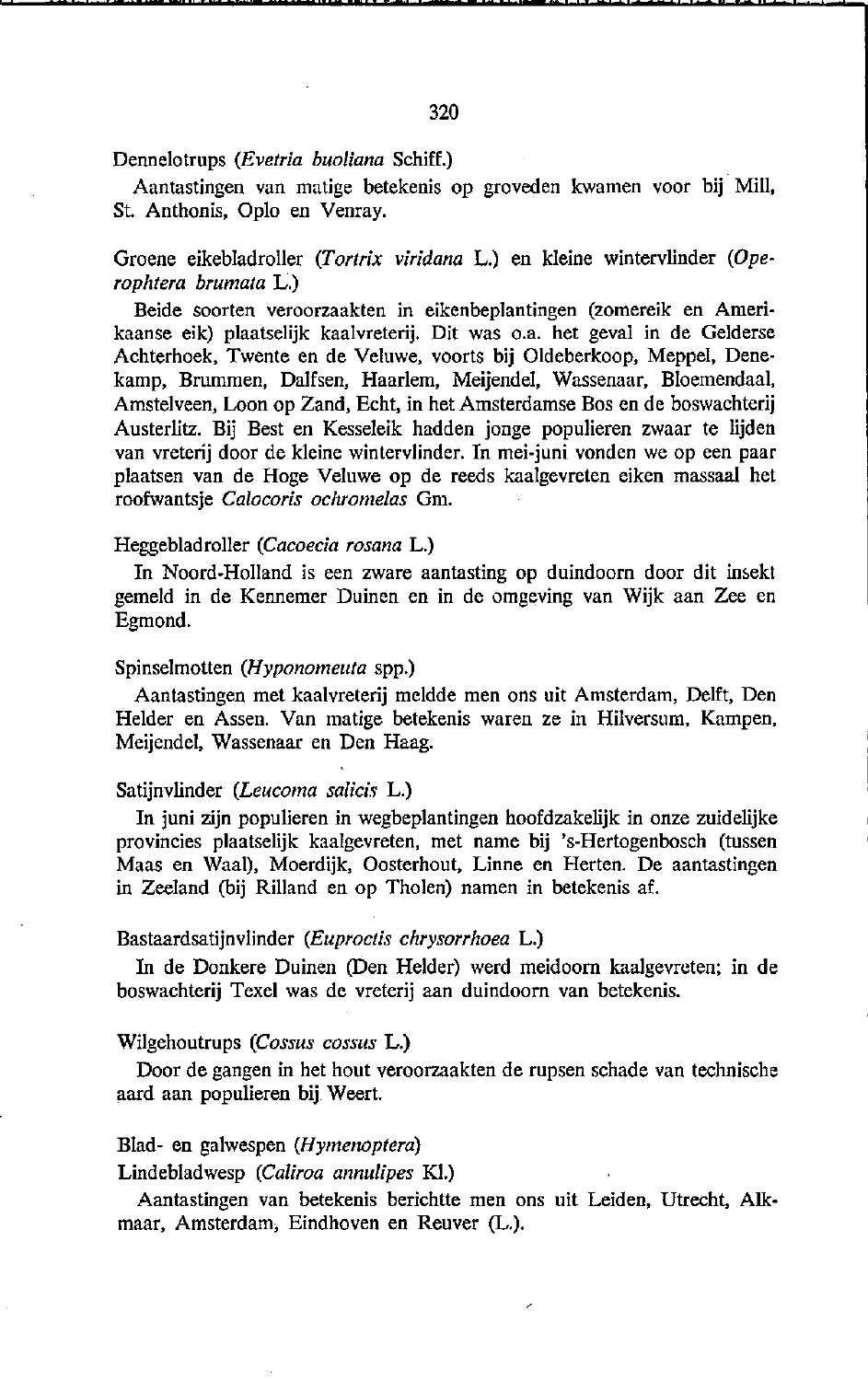Dennelotrups (*Evetria buoliana* Schiff.)

Aantastingen van matige betekenis op groveden kwamen voor bij Mill, St. Anthonis, Oplo en Venray.

Groene eikebladroller (*Tortrix viridana* L.) en kleine wintervlinder (*Operophtera brumata* L.)

Beide soorten veroorzaakten in eikenbeplantingen (zomereik en Amerikaanse eik) plaatselijk kaalvreterij. Dit was o.a. het geval in de Gelderse Achterhoek, Twente en de Veluwe, voorts bij Oldeberkoop, Meppel, Denekamp, Brummen, Dalfsen, Haarlem, Meijendel, Wassenaar, Bloemendaal, Amstelveen, Loon op Zand, Echt, in het Amsterdamse Bos en de boswachterij Austerlitz. Bij Best en Kesseleik hadden jonge populieren zwaar te lijden van vreterij door de kleine wintervlinder. In mei-juni vonden we op een paar plaatsen van de Hoge Veluwe op de reeds kaalgevreten eiken massaal het roofwantsje *Calocoris ochromelas* Gm.

Heggebladroller (*Cacoecia rosana* L.)

In Noord-Holland is een zware aantasting op duindoorn door dit insekt gemeld in de Kennemer Duinen en in de omgeving van Wijk aan Zee en Egmond.

Spinselmotten (*Hyponomeuta* spp.)

Aantastingen met kaalvreterij meldde men ons uit Amsterdam, Delft, Den Helder en Assen. Van matige betekenis waren ze in Hilversum, Kampen, Meijendel, Wassenaar en Den Haag.

Satijnvlinder (*Leucoma salicis* L.)

In juni zijn populieren in wegbeplantingen hoofdzakelijk in onze zuidelijke provincies plaatselijk kaalgevreten, met name bij 's-Hertogenbosch (tussen Maas en Waal), Moerdijk, Oosterhout, Linne en Herten. De aantastingen in Zeeland (bij Rilland en op Tholen) namen in betekenis af.

Bastaardsatijnvlinder (*Euproctis chrysorrhoea* L.)

In de Donkere Duinen (Den Helder) werd meidoorn kaalgevreten; in de boswachterij Texel was de vreterij aan duindoorn van betekenis.

Wilgehoutrups (*Cossus cossus* L.)

Door de gangen in het hout veroorzaakten de rupsen schade van technische aard aan populieren bij Weert.

Blad- en galwespen (*Hymenoptera*)

Lindebladwesp (*Caliroa annulipes* Kl.)

Aantastingen van betekenis berichtte men ons uit Leiden, Utrecht, Alkmaar, Amsterdam, Eindhoven en Reuver (L.).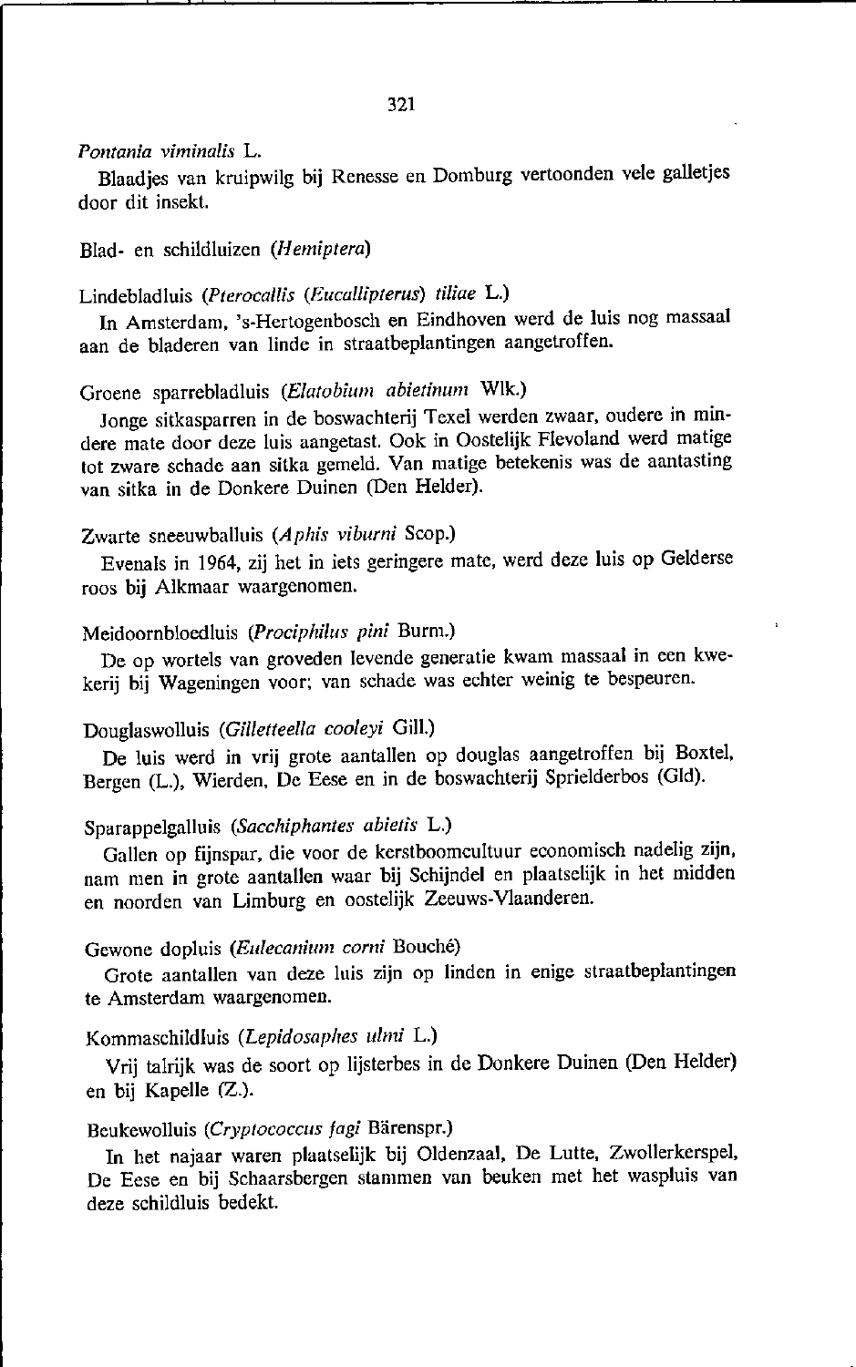*Pontania viminalis* L.

Blaadjes van kruipwilg bij Renesse en Domburg vertoonden vele galletjes door dit insekt.

Blad- en schildluizen (*Hemiptera*)

Lindebladluis (*Pterocallis* (*Eucallipterus*) *tiliae* L.)

In Amsterdam, 's-Hertogenbosch en Eindhoven werd de luis nog massaal aan de bladeren van linde in straatbeplantingen aangetroffen.

Groene sparrebladluis (*Elatobium abietinum* Wlk.)

Jonge sitkasparren in de boswachterij Texel werden zwaar, oudere in mindere mate door deze luis aangetast. Ook in Oostelijk Flevoland werd matige tot zware schade aan sitka gemeld. Van matige betekenis was de aantasting van sitka in de Donkere Duinen (Den Helder).

Zwarte sneeuwballuis (*Aphis viburni* Scop.)

Evenals in 1964, zij het in iets geringere mate, werd deze luis op Gelderse roos bij Alkmaar waargenomen.

Meidoornbloedluis (*Prociphilus pini* Burm.)

De op wortels van groveden levende generatie kwam massaal in een kwekerij bij Wageningen voor; van schade was echter weinig te bespeuren.

Douglaswolluis (*Gilletteella cooleyi* Gill.)

De luis werd in vrij grote aantallen op douglas aangetroffen bij Boxtel, Bergen (L.), Wierden, De Eese en in de boswachterij Sprielderbos (Gld).

Sparappelgalluis (*Sacchiphantes abietis* L.)

Gallen op fijnspar, die voor de kerstboomcultuur economisch nadelig zijn, nam men in grote aantallen waar bij Schijndel en plaatselijk in het midden en noorden van Limburg en oostelijk Zeeuws-Vlaanderen.

Gewone dopluis (*Eulecanium corni* Bouché)

Grote aantallen van deze luis zijn op linden in enige straatbeplantingen te Amsterdam waargenomen.

Kommaschildluis (*Lepidosaphes ulmi* L.)

Vrij talrijk was de soort op lijsterbes in de Donkere Duinen (Den Helder) en bij Kapelle (Z.).

Beukewolluis (*Cryptococcus fagi* Bärenspr.)

In het najaar waren plaatselijk bij Oldenzaal, De Lutte, Zwollerkerspel, De Eese en bij Schaarsbergen stammen van beuken met het waspluis van deze schildluis bedekt.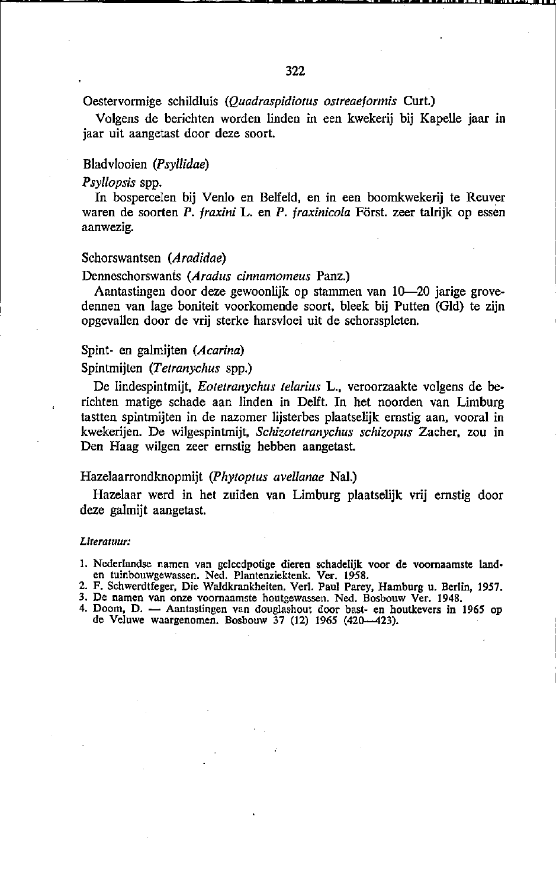Oestervormige schildluis (*Quadraspidiotus ostreaeformis* Curt.)

Volgens de berichten worden linden in een kwekerij bij Kapelle jaar in jaar uit aangetast door deze soort.

Bladvlooien (*Psyllidae*)

*Psyllopsis* spp.

In bospercelen bij Venlo en Belfeld, en in een boomkwekerij te Reuver waren de soorten *P. fraxini* L. en *P. fraxinicola* Först. zeer talrijk op essen aanwezig.

Schorswantsen (*Aradidae*)

Denneschorswants (*Aradus cinnamomeus* Panz.)

Aantastingen door deze gewoonlijk op stammen van 10—20 jarige grovedennen van lage boniteit voorkomende soort, bleek bij Putten (Gld) te zijn opgevallen door de vrij sterke harsvloei uit de schorsspleten.

Spint- en galmijten (*Acarina*)

Spintmijten (*Tetranychus* spp.)

De lindespintmijt, *Eotetranychus telarius* L., veroorzaakte volgens de berichten matige schade aan linden in Delft. In het noorden van Limburg tastten spintmijten in de nazomer lijsterbes plaatselijk ernstig aan, vooral in kwekerijen. De wilgespintmijt, *Schizotetranychus schizopus* Zacher, zou in Den Haag wilgen zeer ernstig hebben aangetast.

Hazelaarrondknopmijt (*Phytoptus avellanae* Nal.)

Hazelaar werd in het zuiden van Limburg plaatselijk vrij ernstig door deze galmijt aangetast.

*Literatuur:*

1. Nederlandse namen van geleedpotige dieren schadelijk voor de voornaamste land- en tuinbouwgewassen. Ned. Plantenziektenk. Ver. 1958.
2. F. Schwerdtfeger, Die Waldkrankheiten. Verl. Paul Parey, Hamburg u. Berlin, 1957.
3. De namen van onze voornaamste houtgewassen. Ned. Bosbouw Ver. 1948.
4. Doom, D. — Aantastingen van douglashout door bast- en houtkevers in 1965 op de Veluwe waargenomen. Bosbouw 37 (12) 1965 (420—423).